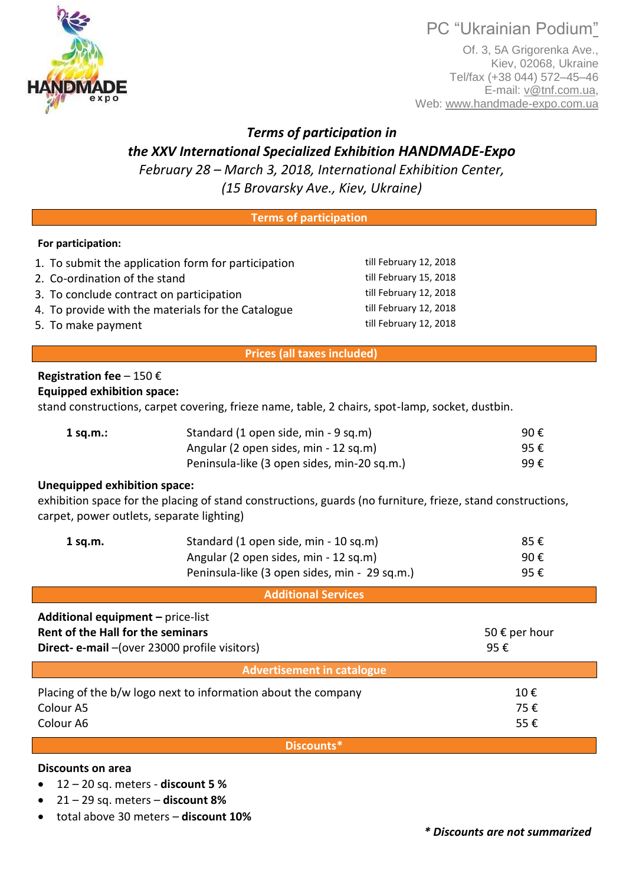PC "Ukrainian Podium"

Of. 3, 5A Grigorenka Ave.,
Kiev, 02068, Ukraine
Tel/fax (+38 044) 572–45–46
E-mail: v@tnf.com.ua,
Web: www.handmade-expo.com.ua

# *Terms of participation in the XXV International Specialized Exhibition HANDMADE-Expo*

*February 28 – March 3, 2018, International Exhibition Center, (15 Brovarsky Ave., Kiev, Ukraine)*

## Terms of participation

**For participation:**

| | |
|---|---|
| 1. To submit the application form for participation | till February 12, 2018 |
| 2. Co-ordination of the stand | till February 15, 2018 |
| 3. To conclude contract on participation | till February 12, 2018 |
| 4. To provide with the materials for the Catalogue | till February 12, 2018 |
| 5. To make payment | till February 12, 2018 |

## Prices (all taxes included)

**Registration fee** – 150 €

**Equipped exhibition space:**

stand constructions, carpet covering, frieze name, table, 2 chairs, spot-lamp, socket, dustbin.

| | | |
|---|---|---|
| **1 sq.m.:** | Standard (1 open side, min - 9 sq.m) | 90 € |
| | Angular (2 open sides, min - 12 sq.m) | 95 € |
| | Peninsula-like (3 open sides, min-20 sq.m.) | 99 € |

**Unequipped exhibition space:**

exhibition space for the placing of stand constructions, guards (no furniture, frieze, stand constructions, carpet, power outlets, separate lighting)

| | | |
|---|---|---|
| **1 sq.m.** | Standard (1 open side, min - 10 sq.m) | 85 € |
| | Angular (2 open sides, min - 12 sq.m) | 90 € |
| | Peninsula-like (3 open sides, min - 29 sq.m.) | 95 € |

## Additional Services

| | |
|---|---|
| **Additional equipment –** price-list | |
| **Rent of the Hall for the seminars** | 50 € per hour |
| **Direct- e-mail** –(over 23000 profile visitors) | 95 € |

## Advertisement in catalogue

| | |
|---|---|
| Placing of the b/w logo next to information about the company | 10 € |
| Colour A5 | 75 € |
| Colour A6 | 55 € |

## Discounts*

**Discounts on area**

- 12 – 20 sq. meters - **discount 5 %**
- 21 – 29 sq. meters – **discount 8%**
- total above 30 meters – **discount 10%**

***\* Discounts are not summarized***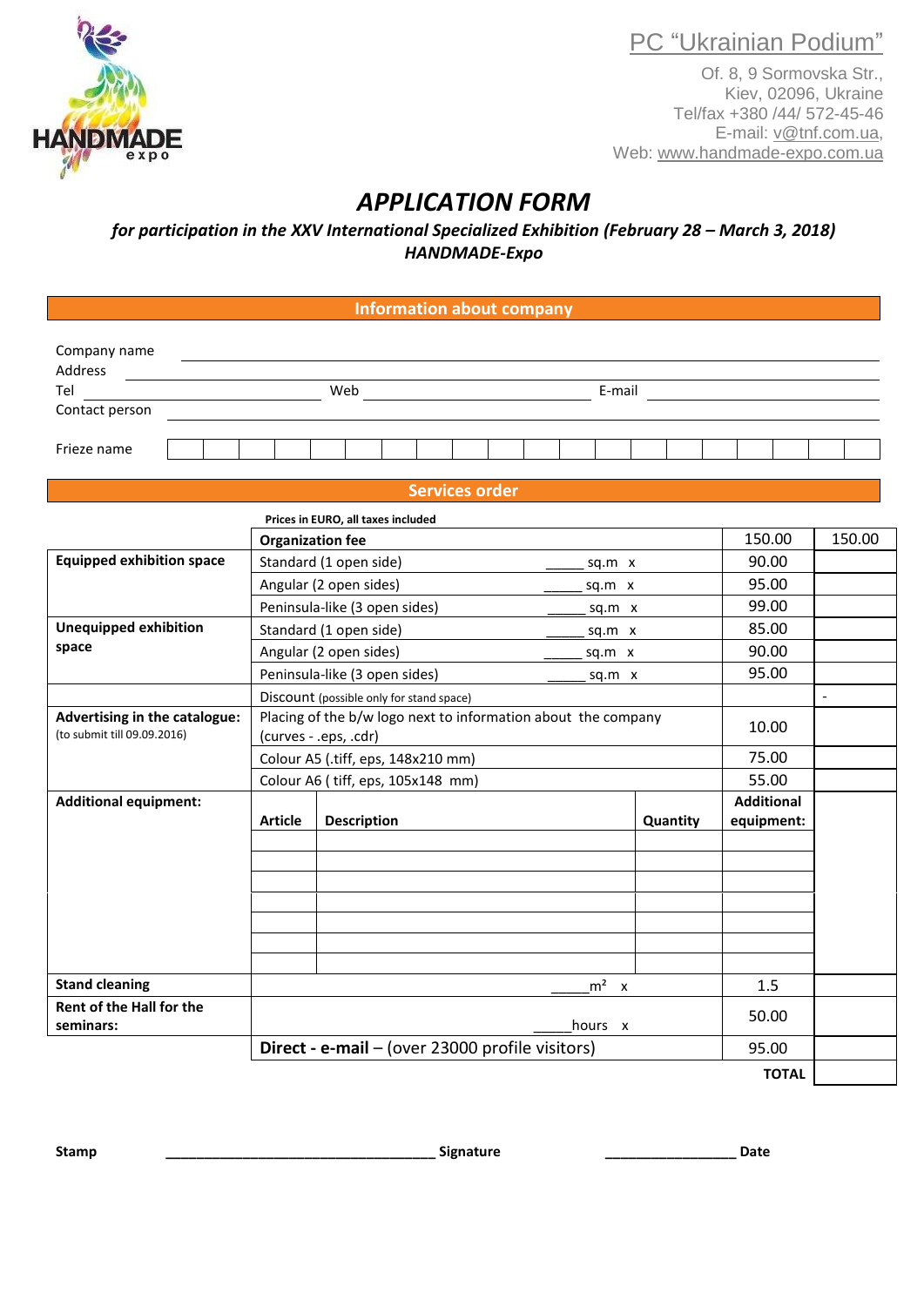HANDMADE expo

PC "Ukrainian Podium"

Of. 8, 9 Sormovska Str.,
Kiev, 02096, Ukraine
Tel/fax +380 /44/ 572-45-46
E-mail: v@tnf.com.ua,
Web: www.handmade-expo.com.ua

# *APPLICATION FORM*

***for participation in the XXV International Specialized Exhibition (February 28 – March 3, 2018) HANDMADE-Expo***

## Information about company

Company name ____________________

Address ____________________

Tel ____________ Web ____________ E-mail ____________

Contact person ____________________

Frieze name | | | | | | | | | | | | | | | | | | | | |

## Services order

**Prices in EURO, all taxes included**

| | | | | | |
|---|---|---|---|---|---|
| | **Organization fee** | | | 150.00 | 150.00 |
| **Equipped exhibition space** | Standard (1 open side) | | _____ sq.m x | 90.00 | |
| | Angular (2 open sides) | | _____ sq.m x | 95.00 | |
| | Peninsula-like (3 open sides) | | _____ sq.m x | 99.00 | |
| **Unequipped exhibition space** | Standard (1 open side) | | _____ sq.m x | 85.00 | |
| | Angular (2 open sides) | | _____ sq.m x | 90.00 | |
| | Peninsula-like (3 open sides) | | _____ sq.m x | 95.00 | |
| | Discount (possible only for stand space) | | | | - |
| **Advertising in the catalogue:** (to submit till 09.09.2016) | Placing of the b/w logo next to information about the company (curves - .eps, .cdr) | | | 10.00 | |
| | Colour A5 (.tiff, eps, 148x210 mm) | | | 75.00 | |
| | Colour A6 ( tiff, eps, 105x148 mm) | | | 55.00 | |
| **Additional equipment:** | **Article** | **Description** | **Quantity** | **Additional equipment:** | |
| | | | | | |
| | | | | | |
| | | | | | |
| | | | | | |
| | | | | | |
| | | | | | |
| | | | | | |
| **Stand cleaning** | | | _____ $m^2$ x | 1.5 | |
| **Rent of the Hall for the seminars:** | | | _____ hours x | 50.00 | |
| | **Direct - e-mail** – (over 23000 profile visitors) | | | 95.00 | |
| | | | | **TOTAL** | |

**Stamp** ______________________________ **Signature** ______________ **Date**